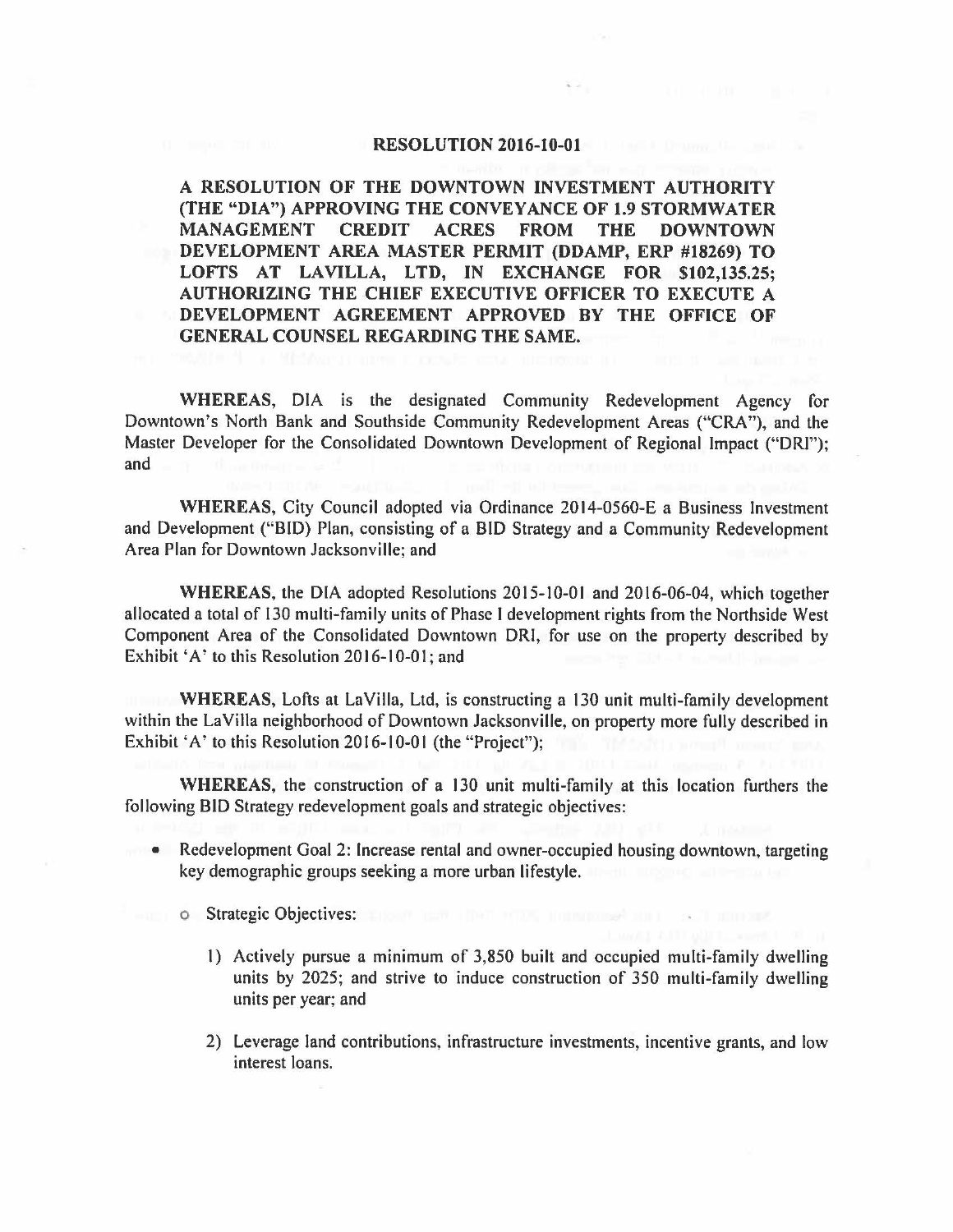**RESOLUTION 2016-10-01**

**A RESOLUTION OF THE DOWNTOWN INVESTMENT AUTHORITY (THE "DIA") APPROVING THE CONVEYANCE OF 1.9 STORMWATER MANAGEMENT CREDIT ACRES FROM THE DOWNTOWN DEVELOPMENT AREA MASTER PERMIT (DDAMP, ERP #18269) TO LOFTS AT LAVILLA, LTD, IN EXCHANGE FOR $102,135.25; AUTHORIZING THE CHIEF EXECUTIVE OFFICER TO EXECUTE A DEVELOPMENT AGREEMENT APPROVED BY THE OFFICE OF GENERAL COUNSEL REGARDING THE SAME.**

**WHEREAS**, DIA is the designated Community Redevelopment Agency for Downtown's North Bank and Southside Community Redevelopment Areas ("CRA"), and the Master Developer for the Consolidated Downtown Development of Regional Impact ("DRI"); and

**WHEREAS**, City Council adopted via Ordinance 2014-0560-E a Business Investment and Development ("BID) Plan, consisting of a BID Strategy and a Community Redevelopment Area Plan for Downtown Jacksonville; and

**WHEREAS**, the DIA adopted Resolutions 2015-10-01 and 2016-06-04, which together allocated a total of 130 multi-family units of Phase I development rights from the Northside West Component Area of the Consolidated Downtown DRI, for use on the property described by Exhibit 'A' to this Resolution 2016-10-01; and

**WHEREAS**, Lofts at LaVilla, Ltd, is constructing a 130 unit multi-family development within the LaVilla neighborhood of Downtown Jacksonville, on property more fully described in Exhibit 'A' to this Resolution 2016-10-01 (the "Project");

**WHEREAS**, the construction of a 130 unit multi-family at this location furthers the following BID Strategy redevelopment goals and strategic objectives:

- Redevelopment Goal 2: Increase rental and owner-occupied housing downtown, targeting key demographic groups seeking a more urban lifestyle.
  - Strategic Objectives:
    1) Actively pursue a minimum of 3,850 built and occupied multi-family dwelling units by 2025; and strive to induce construction of 350 multi-family dwelling units per year; and
    2) Leverage land contributions, infrastructure investments, incentive grants, and low interest loans.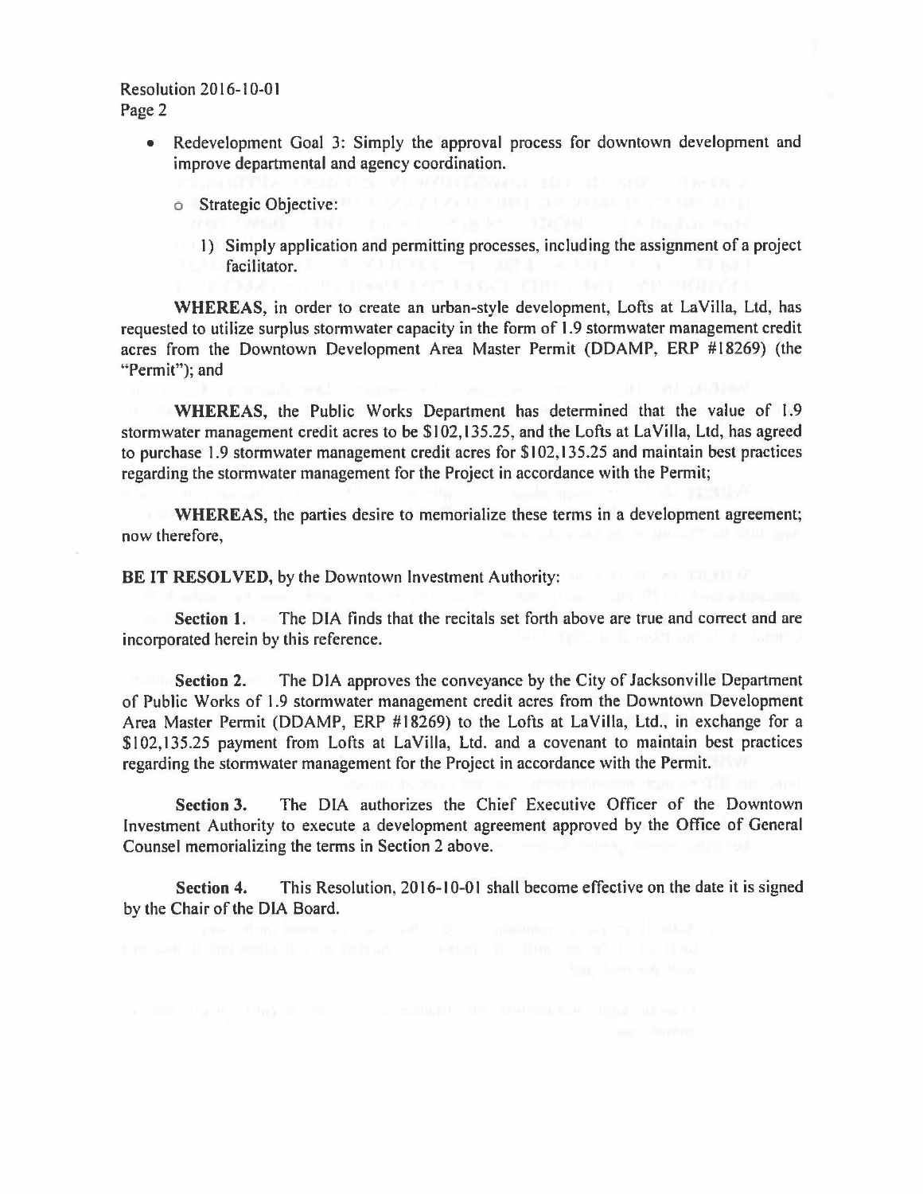- Redevelopment Goal 3: Simply the approval process for downtown development and improve departmental and agency coordination.

  - Strategic Objective:

    1) Simply application and permitting processes, including the assignment of a project facilitator.

**WHEREAS**, in order to create an urban-style development, Lofts at LaVilla, Ltd, has requested to utilize surplus stormwater capacity in the form of 1.9 stormwater management credit acres from the Downtown Development Area Master Permit (DDAMP, ERP #18269) (the "Permit"); and

**WHEREAS**, the Public Works Department has determined that the value of 1.9 stormwater management credit acres to be $102,135.25, and the Lofts at LaVilla, Ltd, has agreed to purchase 1.9 stormwater management credit acres for $102,135.25 and maintain best practices regarding the stormwater management for the Project in accordance with the Permit;

**WHEREAS**, the parties desire to memorialize these terms in a development agreement; now therefore,

**BE IT RESOLVED**, by the Downtown Investment Authority:

**Section 1.** The DIA finds that the recitals set forth above are true and correct and are incorporated herein by this reference.

**Section 2.** The DIA approves the conveyance by the City of Jacksonville Department of Public Works of 1.9 stormwater management credit acres from the Downtown Development Area Master Permit (DDAMP, ERP #18269) to the Lofts at LaVilla, Ltd., in exchange for a $102,135.25 payment from Lofts at LaVilla, Ltd. and a covenant to maintain best practices regarding the stormwater management for the Project in accordance with the Permit.

**Section 3.** The DIA authorizes the Chief Executive Officer of the Downtown Investment Authority to execute a development agreement approved by the Office of General Counsel memorializing the terms in Section 2 above.

**Section 4.** This Resolution, 2016-10-01 shall become effective on the date it is signed by the Chair of the DIA Board.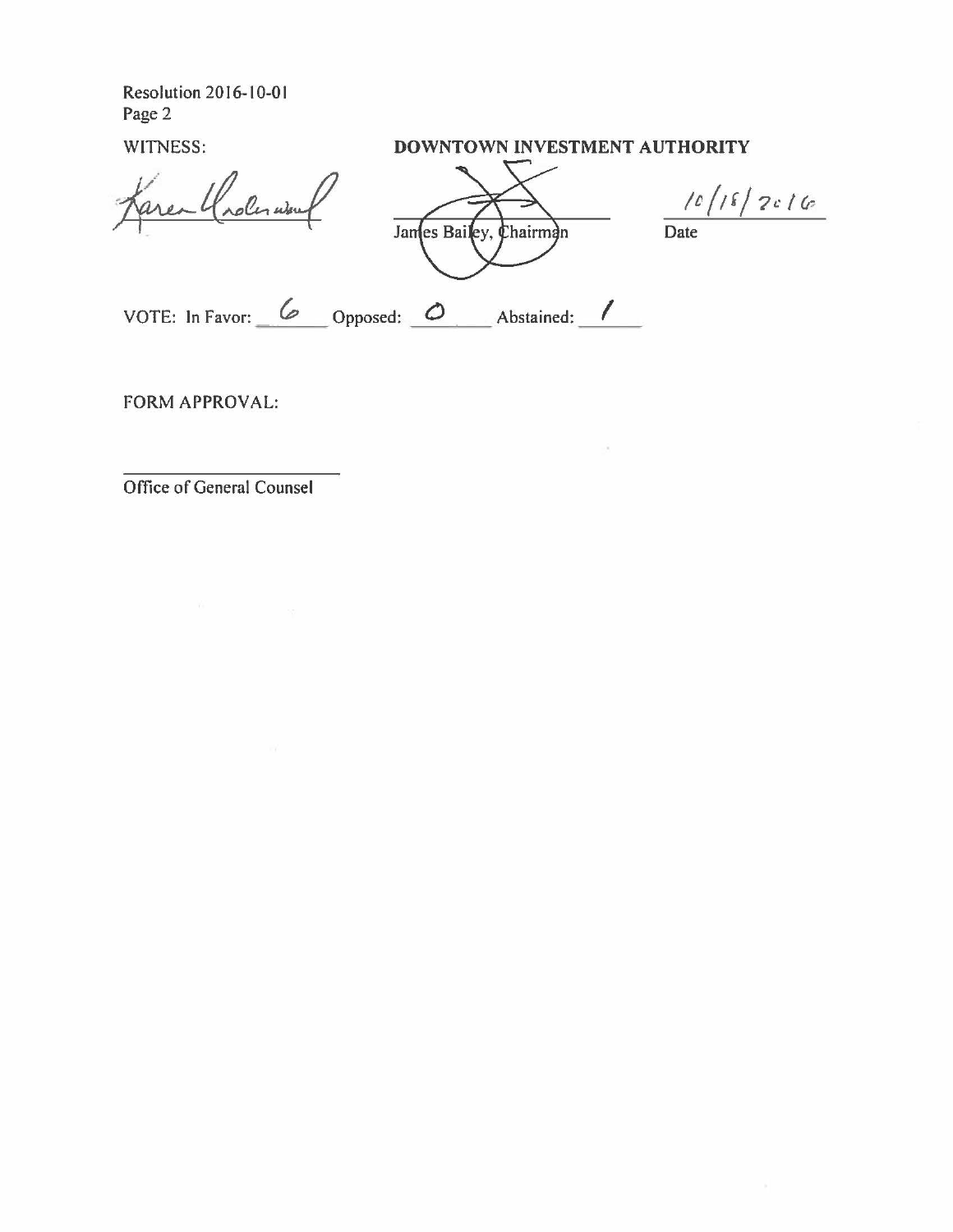Resolution 2016-10-01
Page 2

WITNESS: **DOWNTOWN INVESTMENT AUTHORITY**

Karen Underwood

James Bailey, Chairman

10/18/2016
Date

VOTE: In Favor: 6 Opposed: 0 Abstained: 1

FORM APPROVAL:

Office of General Counsel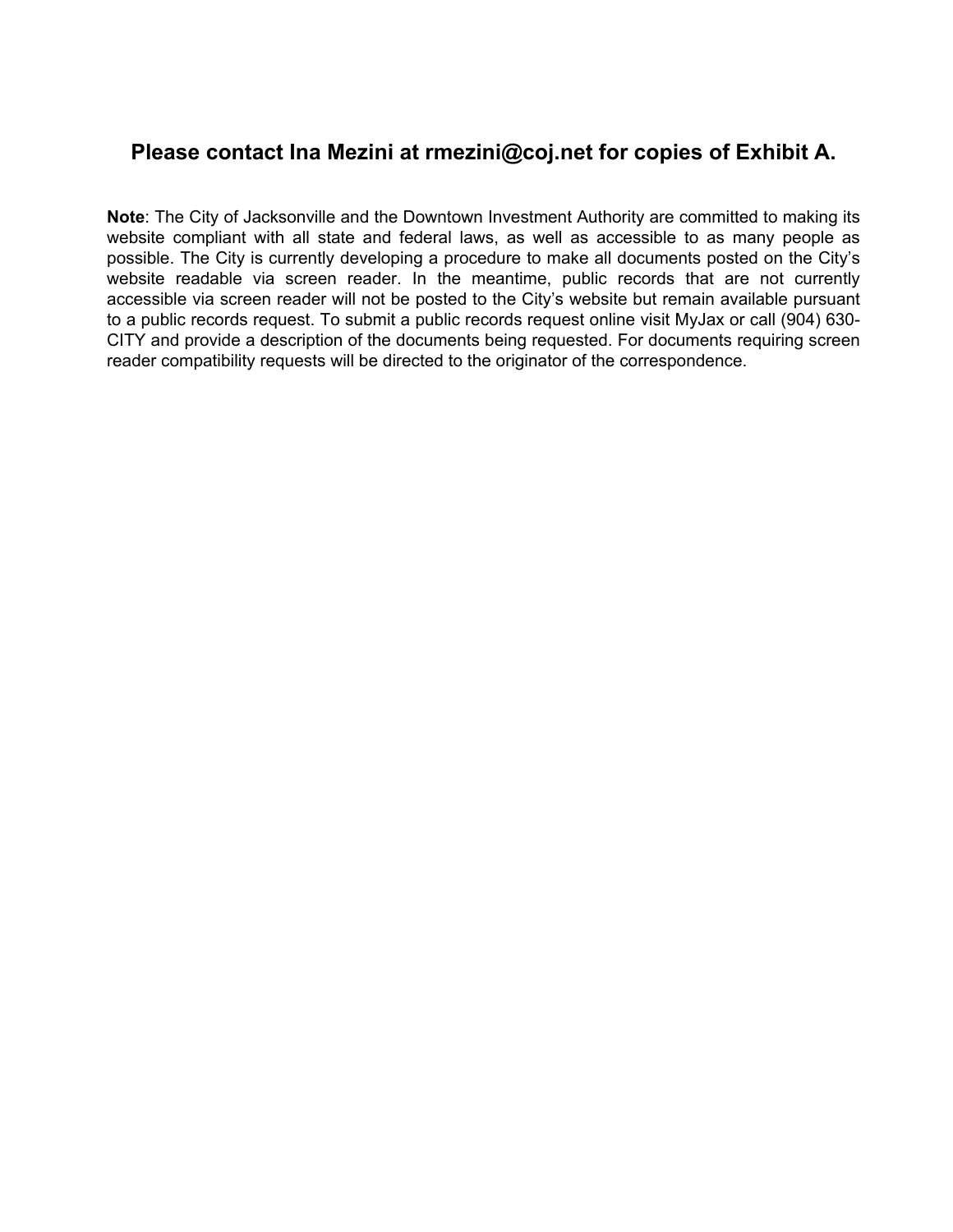**Please contact Ina Mezini at rmezini@coj.net for copies of Exhibit A.**

**Note**: The City of Jacksonville and the Downtown Investment Authority are committed to making its website compliant with all state and federal laws, as well as accessible to as many people as possible. The City is currently developing a procedure to make all documents posted on the City's website readable via screen reader. In the meantime, public records that are not currently accessible via screen reader will not be posted to the City's website but remain available pursuant to a public records request. To submit a public records request online visit MyJax or call (904) 630-CITY and provide a description of the documents being requested. For documents requiring screen reader compatibility requests will be directed to the originator of the correspondence.